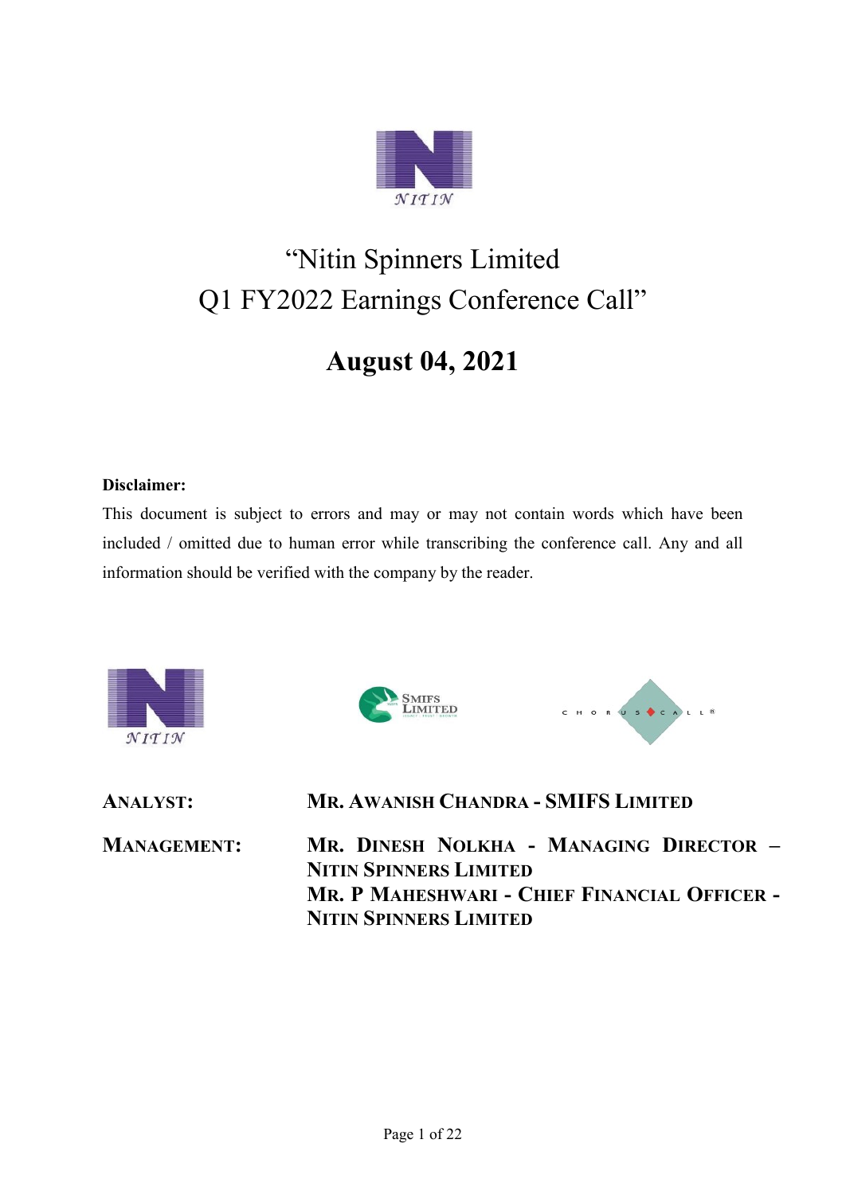# "Nitin Spinners Limited Q1 FY2022 Earnings Conference Call"

## August 04, 2021

**Disclaimer:**
This document is subject to errors and may or may not contain words which have been included / omitted due to human error while transcribing the conference call. Any and all information should be verified with the company by the reader.

**ANALYST:** MR. AWANISH CHANDRA - SMIFS LIMITED

**MANAGEMENT:** MR. DINESH NOLKHA - MANAGING DIRECTOR – NITIN SPINNERS LIMITED
MR. P MAHESHWARI - CHIEF FINANCIAL OFFICER - NITIN SPINNERS LIMITED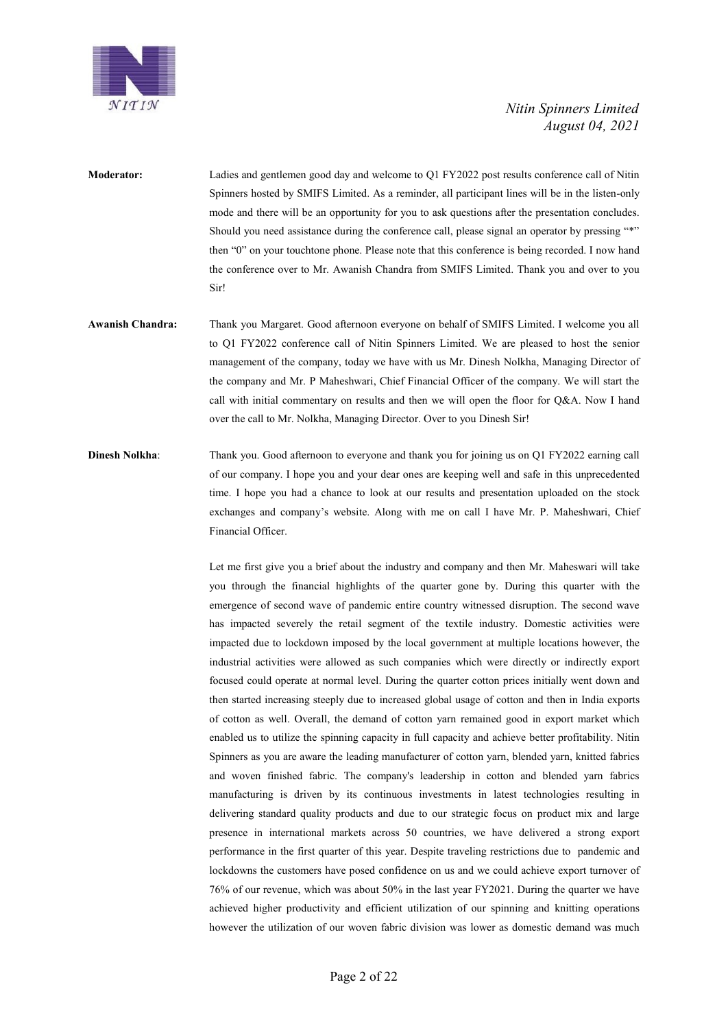**Moderator:** Ladies and gentlemen good day and welcome to Q1 FY2022 post results conference call of Nitin Spinners hosted by SMIFS Limited. As a reminder, all participant lines will be in the listen-only mode and there will be an opportunity for you to ask questions after the presentation concludes. Should you need assistance during the conference call, please signal an operator by pressing "*" then "0" on your touchtone phone. Please note that this conference is being recorded. I now hand the conference over to Mr. Awanish Chandra from SMIFS Limited. Thank you and over to you Sir!

**Awanish Chandra:** Thank you Margaret. Good afternoon everyone on behalf of SMIFS Limited. I welcome you all to Q1 FY2022 conference call of Nitin Spinners Limited. We are pleased to host the senior management of the company, today we have with us Mr. Dinesh Nolkha, Managing Director of the company and Mr. P Maheshwari, Chief Financial Officer of the company. We will start the call with initial commentary on results and then we will open the floor for Q&A. Now I hand over the call to Mr. Nolkha, Managing Director. Over to you Dinesh Sir!

**Dinesh Nolkha**: Thank you. Good afternoon to everyone and thank you for joining us on Q1 FY2022 earning call of our company. I hope you and your dear ones are keeping well and safe in this unprecedented time. I hope you had a chance to look at our results and presentation uploaded on the stock exchanges and company's website. Along with me on call I have Mr. P. Maheshwari, Chief Financial Officer.

Let me first give you a brief about the industry and company and then Mr. Maheswari will take you through the financial highlights of the quarter gone by. During this quarter with the emergence of second wave of pandemic entire country witnessed disruption. The second wave has impacted severely the retail segment of the textile industry. Domestic activities were impacted due to lockdown imposed by the local government at multiple locations however, the industrial activities were allowed as such companies which were directly or indirectly export focused could operate at normal level. During the quarter cotton prices initially went down and then started increasing steeply due to increased global usage of cotton and then in India exports of cotton as well. Overall, the demand of cotton yarn remained good in export market which enabled us to utilize the spinning capacity in full capacity and achieve better profitability. Nitin Spinners as you are aware the leading manufacturer of cotton yarn, blended yarn, knitted fabrics and woven finished fabric. The company's leadership in cotton and blended yarn fabrics manufacturing is driven by its continuous investments in latest technologies resulting in delivering standard quality products and due to our strategic focus on product mix and large presence in international markets across 50 countries, we have delivered a strong export performance in the first quarter of this year. Despite traveling restrictions due to pandemic and lockdowns the customers have posed confidence on us and we could achieve export turnover of 76% of our revenue, which was about 50% in the last year FY2021. During the quarter we have achieved higher productivity and efficient utilization of our spinning and knitting operations however the utilization of our woven fabric division was lower as domestic demand was much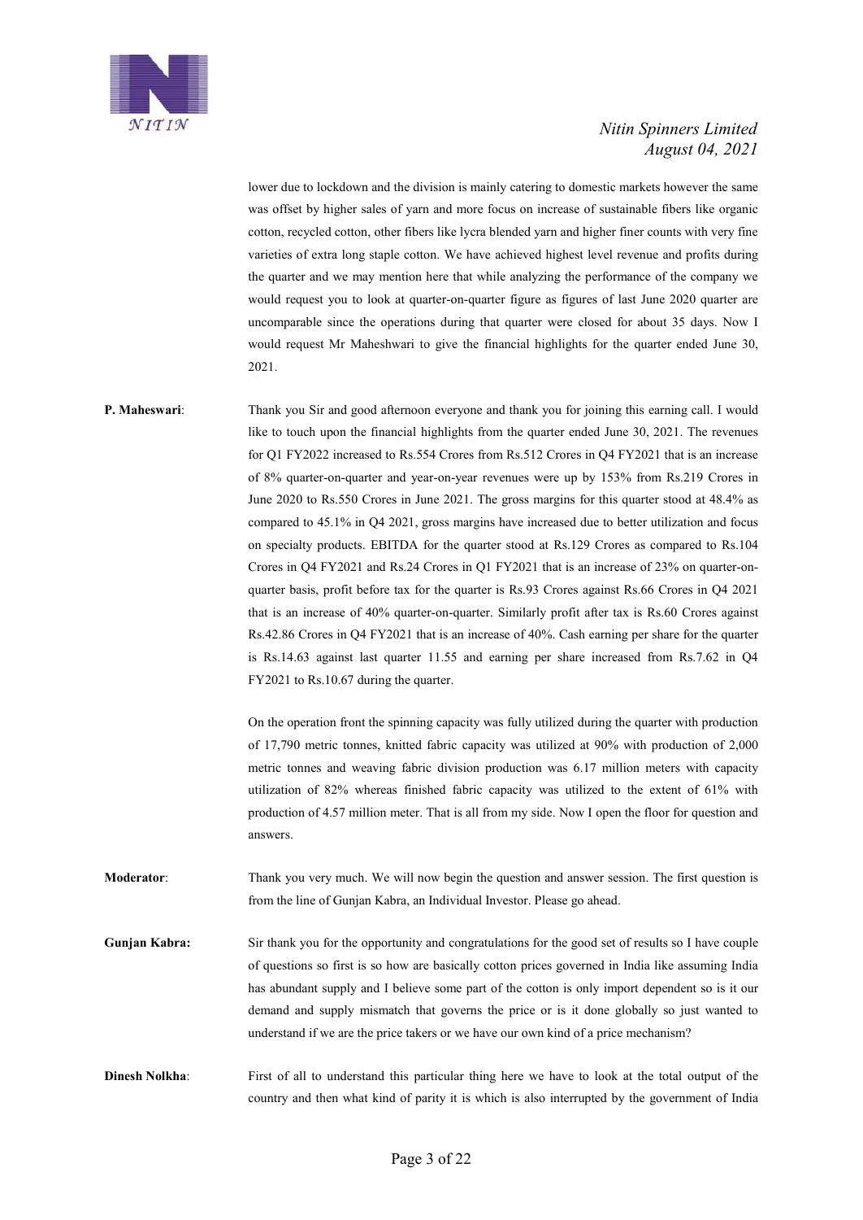lower due to lockdown and the division is mainly catering to domestic markets however the same was offset by higher sales of yarn and more focus on increase of sustainable fibers like organic cotton, recycled cotton, other fibers like lycra blended yarn and higher finer counts with very fine varieties of extra long staple cotton. We have achieved highest level revenue and profits during the quarter and we may mention here that while analyzing the performance of the company we would request you to look at quarter-on-quarter figure as figures of last June 2020 quarter are uncomparable since the operations during that quarter were closed for about 35 days. Now I would request Mr Maheshwari to give the financial highlights for the quarter ended June 30, 2021.

**P. Maheswari**: Thank you Sir and good afternoon everyone and thank you for joining this earning call. I would like to touch upon the financial highlights from the quarter ended June 30, 2021. The revenues for Q1 FY2022 increased to Rs.554 Crores from Rs.512 Crores in Q4 FY2021 that is an increase of 8% quarter-on-quarter and year-on-year revenues were up by 153% from Rs.219 Crores in June 2020 to Rs.550 Crores in June 2021. The gross margins for this quarter stood at 48.4% as compared to 45.1% in Q4 2021, gross margins have increased due to better utilization and focus on specialty products. EBITDA for the quarter stood at Rs.129 Crores as compared to Rs.104 Crores in Q4 FY2021 and Rs.24 Crores in Q1 FY2021 that is an increase of 23% on quarter-on-quarter basis, profit before tax for the quarter is Rs.93 Crores against Rs.66 Crores in Q4 2021 that is an increase of 40% quarter-on-quarter. Similarly profit after tax is Rs.60 Crores against Rs.42.86 Crores in Q4 FY2021 that is an increase of 40%. Cash earning per share for the quarter is Rs.14.63 against last quarter 11.55 and earning per share increased from Rs.7.62 in Q4 FY2021 to Rs.10.67 during the quarter.

On the operation front the spinning capacity was fully utilized during the quarter with production of 17,790 metric tonnes, knitted fabric capacity was utilized at 90% with production of 2,000 metric tonnes and weaving fabric division production was 6.17 million meters with capacity utilization of 82% whereas finished fabric capacity was utilized to the extent of 61% with production of 4.57 million meter. That is all from my side. Now I open the floor for question and answers.

**Moderator**: Thank you very much. We will now begin the question and answer session. The first question is from the line of Gunjan Kabra, an Individual Investor. Please go ahead.

**Gunjan Kabra:** Sir thank you for the opportunity and congratulations for the good set of results so I have couple of questions so first is so how are basically cotton prices governed in India like assuming India has abundant supply and I believe some part of the cotton is only import dependent so is it our demand and supply mismatch that governs the price or is it done globally so just wanted to understand if we are the price takers or we have our own kind of a price mechanism?

**Dinesh Nolkha**: First of all to understand this particular thing here we have to look at the total output of the country and then what kind of parity it is which is also interrupted by the government of India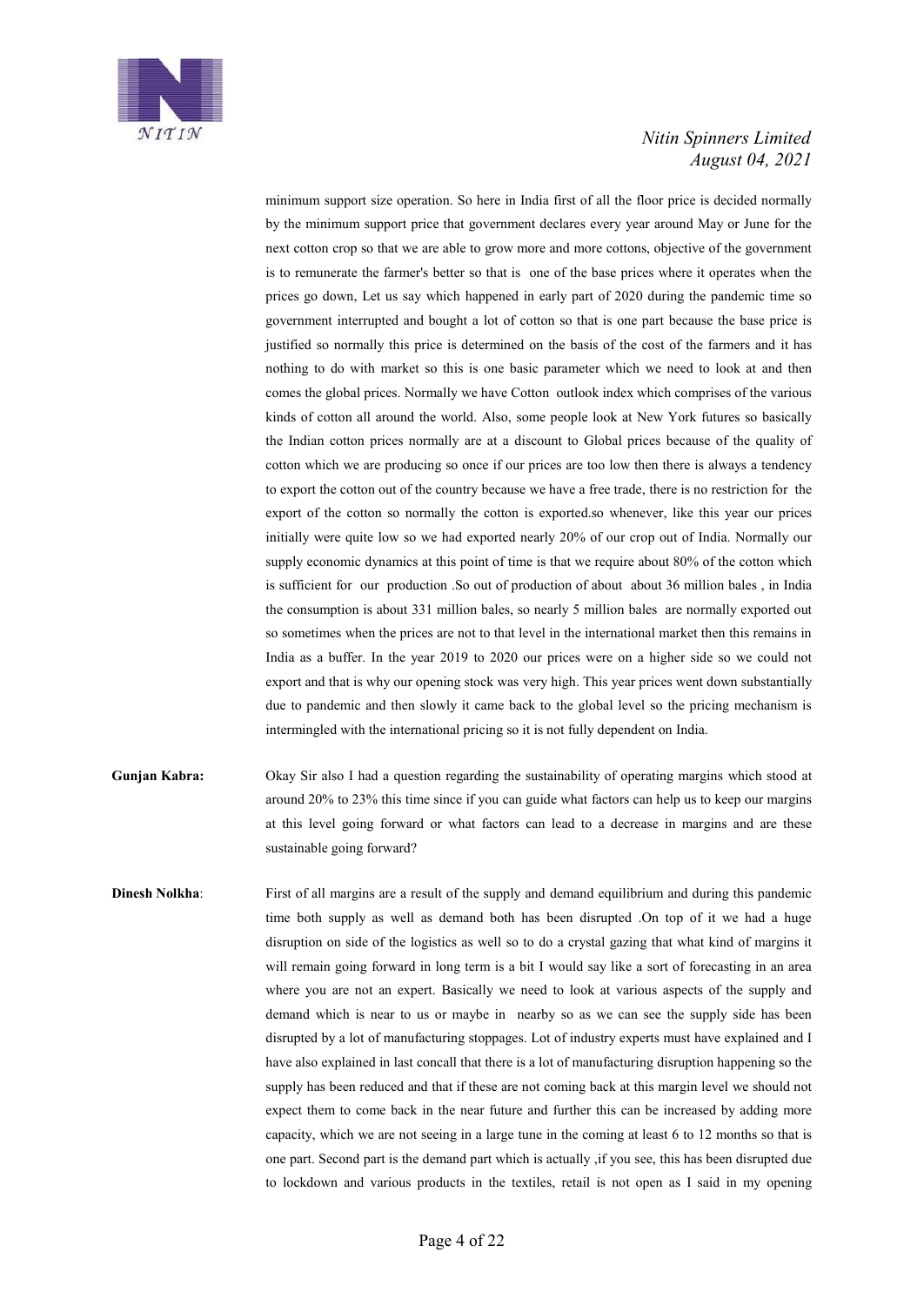minimum support size operation. So here in India first of all the floor price is decided normally by the minimum support price that government declares every year around May or June for the next cotton crop so that we are able to grow more and more cottons, objective of the government is to remunerate the farmer's better so that is one of the base prices where it operates when the prices go down, Let us say which happened in early part of 2020 during the pandemic time so government interrupted and bought a lot of cotton so that is one part because the base price is justified so normally this price is determined on the basis of the cost of the farmers and it has nothing to do with market so this is one basic parameter which we need to look at and then comes the global prices. Normally we have Cotton outlook index which comprises of the various kinds of cotton all around the world. Also, some people look at New York futures so basically the Indian cotton prices normally are at a discount to Global prices because of the quality of cotton which we are producing so once if our prices are too low then there is always a tendency to export the cotton out of the country because we have a free trade, there is no restriction for the export of the cotton so normally the cotton is exported.so whenever, like this year our prices initially were quite low so we had exported nearly 20% of our crop out of India. Normally our supply economic dynamics at this point of time is that we require about 80% of the cotton which is sufficient for our production .So out of production of about about 36 million bales , in India the consumption is about 331 million bales, so nearly 5 million bales are normally exported out so sometimes when the prices are not to that level in the international market then this remains in India as a buffer. In the year 2019 to 2020 our prices were on a higher side so we could not export and that is why our opening stock was very high. This year prices went down substantially due to pandemic and then slowly it came back to the global level so the pricing mechanism is intermingled with the international pricing so it is not fully dependent on India.

**Gunjan Kabra:** Okay Sir also I had a question regarding the sustainability of operating margins which stood at around 20% to 23% this time since if you can guide what factors can help us to keep our margins at this level going forward or what factors can lead to a decrease in margins and are these sustainable going forward?

**Dinesh Nolkha**: First of all margins are a result of the supply and demand equilibrium and during this pandemic time both supply as well as demand both has been disrupted .On top of it we had a huge disruption on side of the logistics as well so to do a crystal gazing that what kind of margins it will remain going forward in long term is a bit I would say like a sort of forecasting in an area where you are not an expert. Basically we need to look at various aspects of the supply and demand which is near to us or maybe in nearby so as we can see the supply side has been disrupted by a lot of manufacturing stoppages. Lot of industry experts must have explained and I have also explained in last concall that there is a lot of manufacturing disruption happening so the supply has been reduced and that if these are not coming back at this margin level we should not expect them to come back in the near future and further this can be increased by adding more capacity, which we are not seeing in a large tune in the coming at least 6 to 12 months so that is one part. Second part is the demand part which is actually ,if you see, this has been disrupted due to lockdown and various products in the textiles, retail is not open as I said in my opening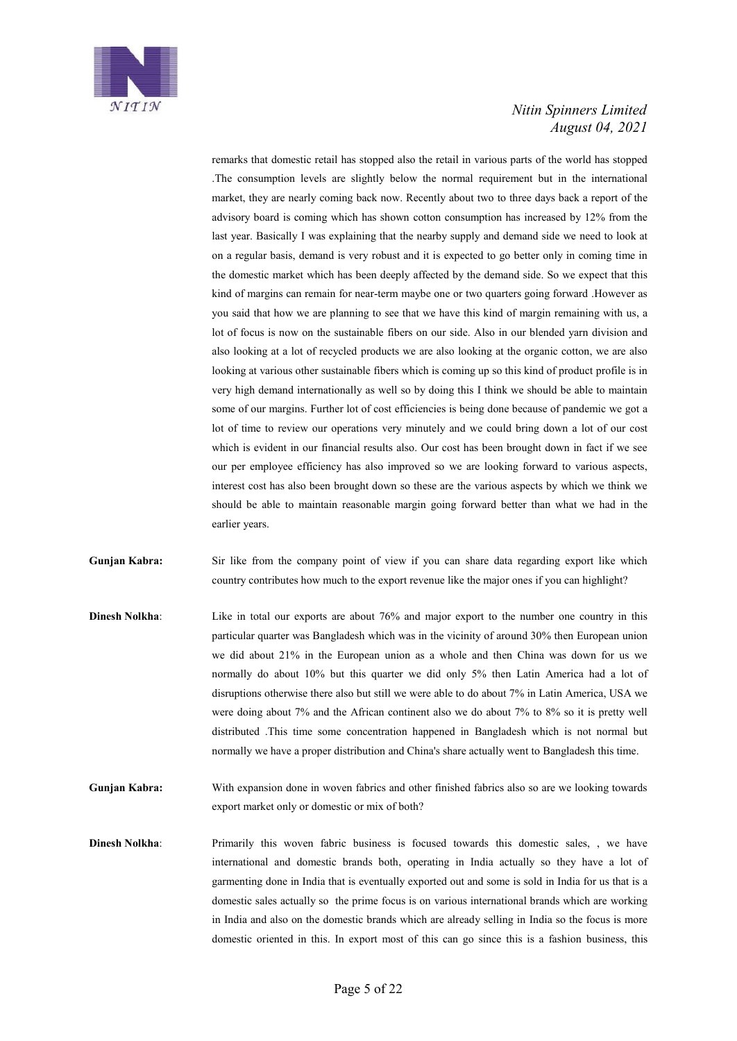remarks that domestic retail has stopped also the retail in various parts of the world has stopped .The consumption levels are slightly below the normal requirement but in the international market, they are nearly coming back now. Recently about two to three days back a report of the advisory board is coming which has shown cotton consumption has increased by 12% from the last year. Basically I was explaining that the nearby supply and demand side we need to look at on a regular basis, demand is very robust and it is expected to go better only in coming time in the domestic market which has been deeply affected by the demand side. So we expect that this kind of margins can remain for near-term maybe one or two quarters going forward .However as you said that how we are planning to see that we have this kind of margin remaining with us, a lot of focus is now on the sustainable fibers on our side. Also in our blended yarn division and also looking at a lot of recycled products we are also looking at the organic cotton, we are also looking at various other sustainable fibers which is coming up so this kind of product profile is in very high demand internationally as well so by doing this I think we should be able to maintain some of our margins. Further lot of cost efficiencies is being done because of pandemic we got a lot of time to review our operations very minutely and we could bring down a lot of our cost which is evident in our financial results also. Our cost has been brought down in fact if we see our per employee efficiency has also improved so we are looking forward to various aspects, interest cost has also been brought down so these are the various aspects by which we think we should be able to maintain reasonable margin going forward better than what we had in the earlier years.

**Gunjan Kabra:** Sir like from the company point of view if you can share data regarding export like which country contributes how much to the export revenue like the major ones if you can highlight?

**Dinesh Nolkha**: Like in total our exports are about 76% and major export to the number one country in this particular quarter was Bangladesh which was in the vicinity of around 30% then European union we did about 21% in the European union as a whole and then China was down for us we normally do about 10% but this quarter we did only 5% then Latin America had a lot of disruptions otherwise there also but still we were able to do about 7% in Latin America, USA we were doing about 7% and the African continent also we do about 7% to 8% so it is pretty well distributed .This time some concentration happened in Bangladesh which is not normal but normally we have a proper distribution and China's share actually went to Bangladesh this time.

**Gunjan Kabra:** With expansion done in woven fabrics and other finished fabrics also so are we looking towards export market only or domestic or mix of both?

**Dinesh Nolkha**: Primarily this woven fabric business is focused towards this domestic sales, , we have international and domestic brands both, operating in India actually so they have a lot of garmenting done in India that is eventually exported out and some is sold in India for us that is a domestic sales actually so the prime focus is on various international brands which are working in India and also on the domestic brands which are already selling in India so the focus is more domestic oriented in this. In export most of this can go since this is a fashion business, this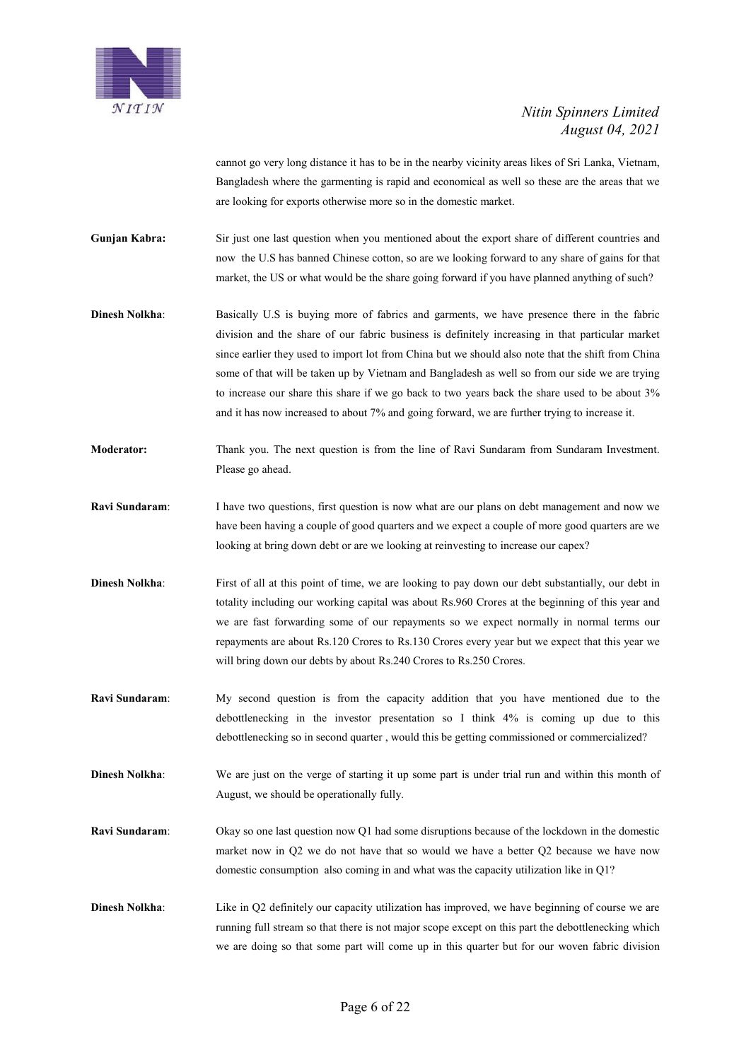cannot go very long distance it has to be in the nearby vicinity areas likes of Sri Lanka, Vietnam, Bangladesh where the garmenting is rapid and economical as well so these are the areas that we are looking for exports otherwise more so in the domestic market.

**Gunjan Kabra:** Sir just one last question when you mentioned about the export share of different countries and now the U.S has banned Chinese cotton, so are we looking forward to any share of gains for that market, the US or what would be the share going forward if you have planned anything of such?

**Dinesh Nolkha**: Basically U.S is buying more of fabrics and garments, we have presence there in the fabric division and the share of our fabric business is definitely increasing in that particular market since earlier they used to import lot from China but we should also note that the shift from China some of that will be taken up by Vietnam and Bangladesh as well so from our side we are trying to increase our share this share if we go back to two years back the share used to be about 3% and it has now increased to about 7% and going forward, we are further trying to increase it.

**Moderator:** Thank you. The next question is from the line of Ravi Sundaram from Sundaram Investment. Please go ahead.

**Ravi Sundaram**: I have two questions, first question is now what are our plans on debt management and now we have been having a couple of good quarters and we expect a couple of more good quarters are we looking at bring down debt or are we looking at reinvesting to increase our capex?

**Dinesh Nolkha**: First of all at this point of time, we are looking to pay down our debt substantially, our debt in totality including our working capital was about Rs.960 Crores at the beginning of this year and we are fast forwarding some of our repayments so we expect normally in normal terms our repayments are about Rs.120 Crores to Rs.130 Crores every year but we expect that this year we will bring down our debts by about Rs.240 Crores to Rs.250 Crores.

**Ravi Sundaram**: My second question is from the capacity addition that you have mentioned due to the debottlenecking in the investor presentation so I think 4% is coming up due to this debottlenecking so in second quarter , would this be getting commissioned or commercialized?

**Dinesh Nolkha**: We are just on the verge of starting it up some part is under trial run and within this month of August, we should be operationally fully.

**Ravi Sundaram**: Okay so one last question now Q1 had some disruptions because of the lockdown in the domestic market now in Q2 we do not have that so would we have a better Q2 because we have now domestic consumption also coming in and what was the capacity utilization like in Q1?

**Dinesh Nolkha**: Like in Q2 definitely our capacity utilization has improved, we have beginning of course we are running full stream so that there is not major scope except on this part the debottlenecking which we are doing so that some part will come up in this quarter but for our woven fabric division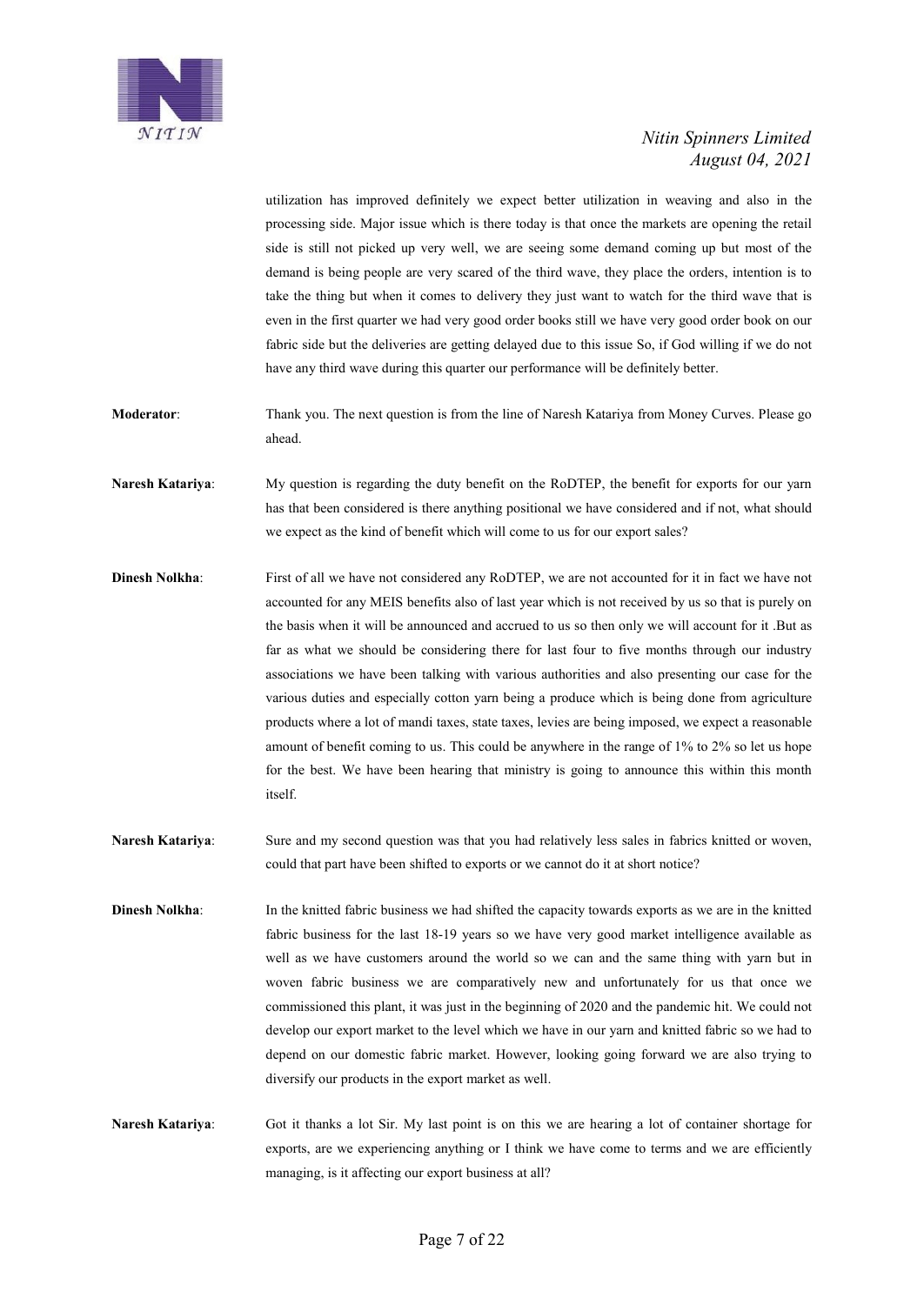utilization has improved definitely we expect better utilization in weaving and also in the processing side. Major issue which is there today is that once the markets are opening the retail side is still not picked up very well, we are seeing some demand coming up but most of the demand is being people are very scared of the third wave, they place the orders, intention is to take the thing but when it comes to delivery they just want to watch for the third wave that is even in the first quarter we had very good order books still we have very good order book on our fabric side but the deliveries are getting delayed due to this issue So, if God willing if we do not have any third wave during this quarter our performance will be definitely better.

**Moderator**: Thank you. The next question is from the line of Naresh Katariya from Money Curves. Please go ahead.

**Naresh Katariya**: My question is regarding the duty benefit on the RoDTEP, the benefit for exports for our yarn has that been considered is there anything positional we have considered and if not, what should we expect as the kind of benefit which will come to us for our export sales?

**Dinesh Nolkha**: First of all we have not considered any RoDTEP, we are not accounted for it in fact we have not accounted for any MEIS benefits also of last year which is not received by us so that is purely on the basis when it will be announced and accrued to us so then only we will account for it .But as far as what we should be considering there for last four to five months through our industry associations we have been talking with various authorities and also presenting our case for the various duties and especially cotton yarn being a produce which is being done from agriculture products where a lot of mandi taxes, state taxes, levies are being imposed, we expect a reasonable amount of benefit coming to us. This could be anywhere in the range of 1% to 2% so let us hope for the best. We have been hearing that ministry is going to announce this within this month itself.

**Naresh Katariya**: Sure and my second question was that you had relatively less sales in fabrics knitted or woven, could that part have been shifted to exports or we cannot do it at short notice?

**Dinesh Nolkha**: In the knitted fabric business we had shifted the capacity towards exports as we are in the knitted fabric business for the last 18-19 years so we have very good market intelligence available as well as we have customers around the world so we can and the same thing with yarn but in woven fabric business we are comparatively new and unfortunately for us that once we commissioned this plant, it was just in the beginning of 2020 and the pandemic hit. We could not develop our export market to the level which we have in our yarn and knitted fabric so we had to depend on our domestic fabric market. However, looking going forward we are also trying to diversify our products in the export market as well.

**Naresh Katariya**: Got it thanks a lot Sir. My last point is on this we are hearing a lot of container shortage for exports, are we experiencing anything or I think we have come to terms and we are efficiently managing, is it affecting our export business at all?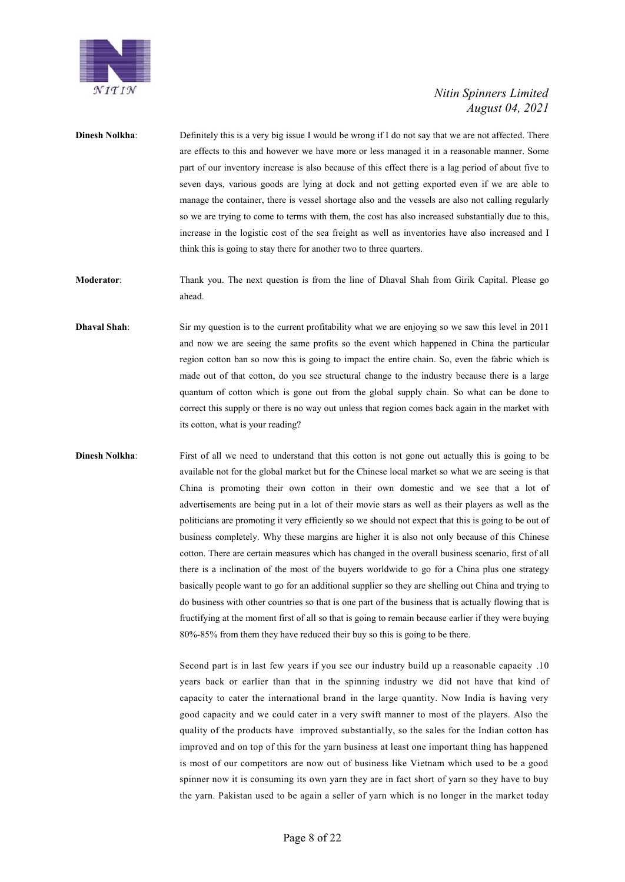**Dinesh Nolkha**: Definitely this is a very big issue I would be wrong if I do not say that we are not affected. There are effects to this and however we have more or less managed it in a reasonable manner. Some part of our inventory increase is also because of this effect there is a lag period of about five to seven days, various goods are lying at dock and not getting exported even if we are able to manage the container, there is vessel shortage also and the vessels are also not calling regularly so we are trying to come to terms with them, the cost has also increased substantially due to this, increase in the logistic cost of the sea freight as well as inventories have also increased and I think this is going to stay there for another two to three quarters.

**Moderator**: Thank you. The next question is from the line of Dhaval Shah from Girik Capital. Please go ahead.

**Dhaval Shah**: Sir my question is to the current profitability what we are enjoying so we saw this level in 2011 and now we are seeing the same profits so the event which happened in China the particular region cotton ban so now this is going to impact the entire chain. So, even the fabric which is made out of that cotton, do you see structural change to the industry because there is a large quantum of cotton which is gone out from the global supply chain. So what can be done to correct this supply or there is no way out unless that region comes back again in the market with its cotton, what is your reading?

**Dinesh Nolkha**: First of all we need to understand that this cotton is not gone out actually this is going to be available not for the global market but for the Chinese local market so what we are seeing is that China is promoting their own cotton in their own domestic and we see that a lot of advertisements are being put in a lot of their movie stars as well as their players as well as the politicians are promoting it very efficiently so we should not expect that this is going to be out of business completely. Why these margins are higher it is also not only because of this Chinese cotton. There are certain measures which has changed in the overall business scenario, first of all there is a inclination of the most of the buyers worldwide to go for a China plus one strategy basically people want to go for an additional supplier so they are shelling out China and trying to do business with other countries so that is one part of the business that is actually flowing that is fructifying at the moment first of all so that is going to remain because earlier if they were buying 80%-85% from them they have reduced their buy so this is going to be there.

Second part is in last few years if you see our industry build up a reasonable capacity .10 years back or earlier than that in the spinning industry we did not have that kind of capacity to cater the international brand in the large quantity. Now India is having very good capacity and we could cater in a very swift manner to most of the players. Also the quality of the products have improved substantially, so the sales for the Indian cotton has improved and on top of this for the yarn business at least one important thing has happened is most of our competitors are now out of business like Vietnam which used to be a good spinner now it is consuming its own yarn they are in fact short of yarn so they have to buy the yarn. Pakistan used to be again a seller of yarn which is no longer in the market today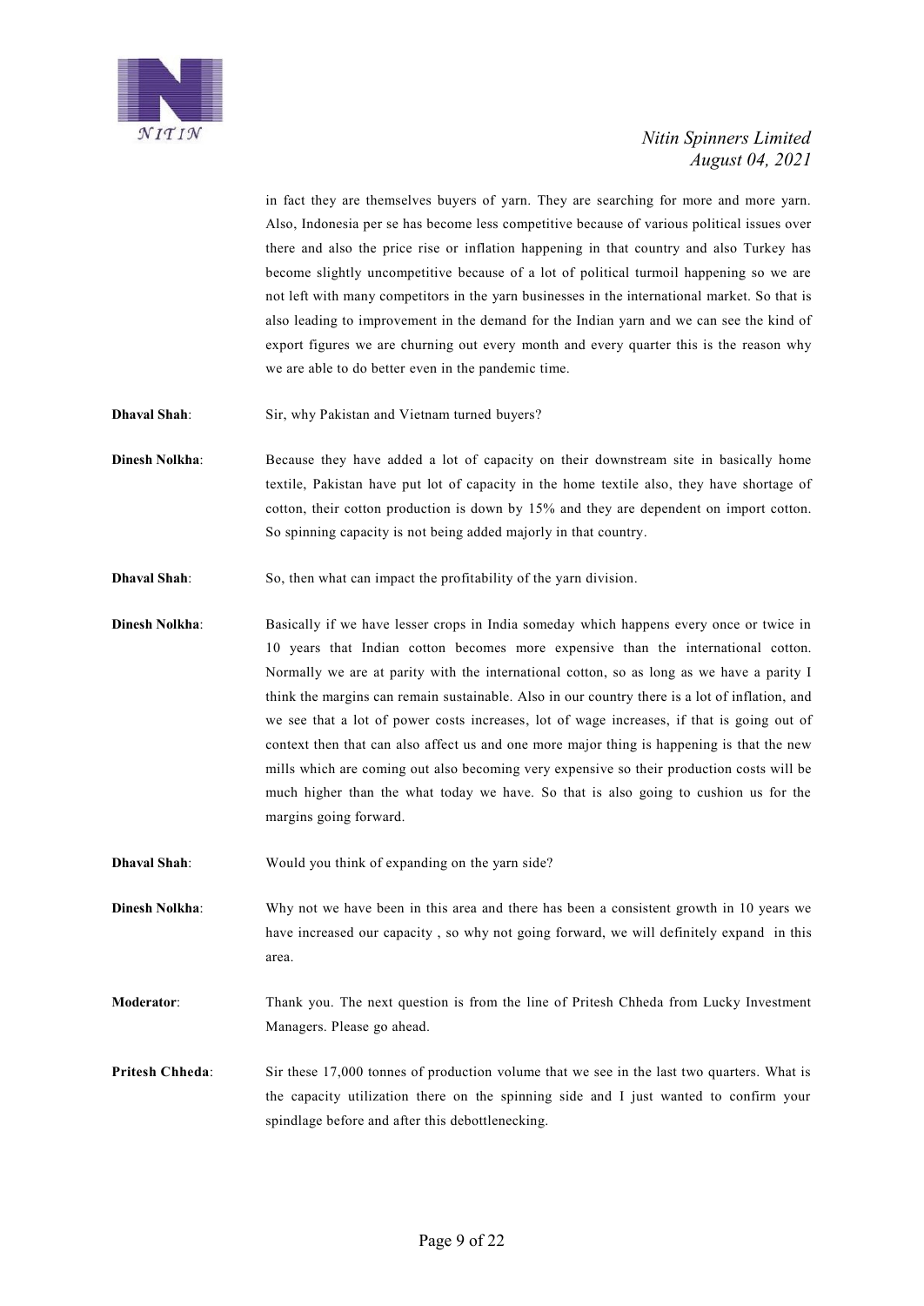in fact they are themselves buyers of yarn. They are searching for more and more yarn. Also, Indonesia per se has become less competitive because of various political issues over there and also the price rise or inflation happening in that country and also Turkey has become slightly uncompetitive because of a lot of political turmoil happening so we are not left with many competitors in the yarn businesses in the international market. So that is also leading to improvement in the demand for the Indian yarn and we can see the kind of export figures we are churning out every month and every quarter this is the reason why we are able to do better even in the pandemic time.

**Dhaval Shah**: Sir, why Pakistan and Vietnam turned buyers?

**Dinesh Nolkha**: Because they have added a lot of capacity on their downstream site in basically home textile, Pakistan have put lot of capacity in the home textile also, they have shortage of cotton, their cotton production is down by 15% and they are dependent on import cotton. So spinning capacity is not being added majorly in that country.

**Dhaval Shah**: So, then what can impact the profitability of the yarn division.

**Dinesh Nolkha**: Basically if we have lesser crops in India someday which happens every once or twice in 10 years that Indian cotton becomes more expensive than the international cotton. Normally we are at parity with the international cotton, so as long as we have a parity I think the margins can remain sustainable. Also in our country there is a lot of inflation, and we see that a lot of power costs increases, lot of wage increases, if that is going out of context then that can also affect us and one more major thing is happening is that the new mills which are coming out also becoming very expensive so their production costs will be much higher than the what today we have. So that is also going to cushion us for the margins going forward.

**Dhaval Shah**: Would you think of expanding on the yarn side?

**Dinesh Nolkha**: Why not we have been in this area and there has been a consistent growth in 10 years we have increased our capacity , so why not going forward, we will definitely expand in this area.

**Moderator**: Thank you. The next question is from the line of Pritesh Chheda from Lucky Investment Managers. Please go ahead.

**Pritesh Chheda**: Sir these 17,000 tonnes of production volume that we see in the last two quarters. What is the capacity utilization there on the spinning side and I just wanted to confirm your spindlage before and after this debottlenecking.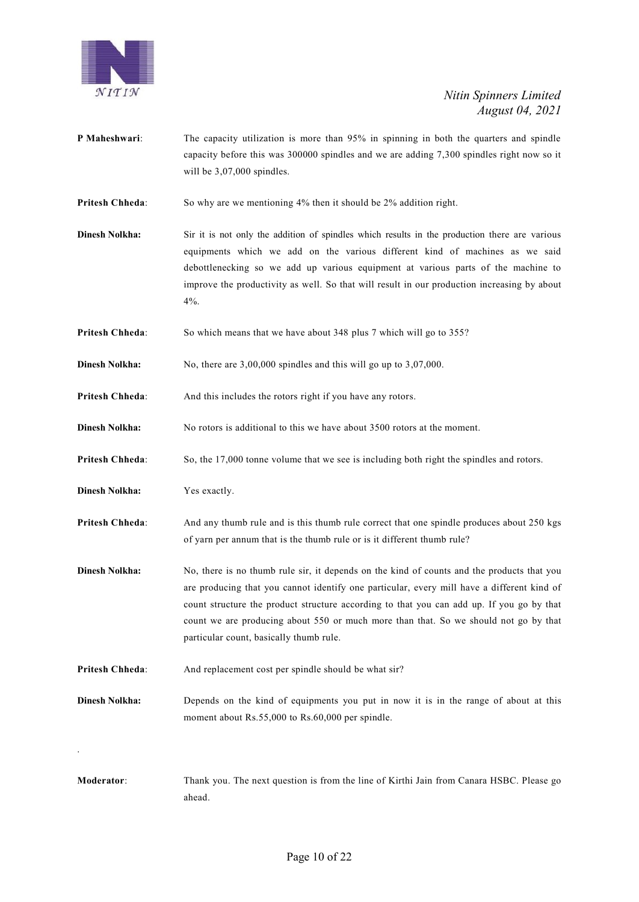**P Maheshwari**: The capacity utilization is more than 95% in spinning in both the quarters and spindle capacity before this was 300000 spindles and we are adding 7,300 spindles right now so it will be 3,07,000 spindles.

**Pritesh Chheda**: So why are we mentioning 4% then it should be 2% addition right.

**Dinesh Nolkha:** Sir it is not only the addition of spindles which results in the production there are various equipments which we add on the various different kind of machines as we said debottlenecking so we add up various equipment at various parts of the machine to improve the productivity as well. So that will result in our production increasing by about 4%.

**Pritesh Chheda**: So which means that we have about 348 plus 7 which will go to 355?

**Dinesh Nolkha:** No, there are 3,00,000 spindles and this will go up to 3,07,000.

**Pritesh Chheda**: And this includes the rotors right if you have any rotors.

**Dinesh Nolkha:** No rotors is additional to this we have about 3500 rotors at the moment.

**Pritesh Chheda**: So, the 17,000 tonne volume that we see is including both right the spindles and rotors.

**Dinesh Nolkha:** Yes exactly.

**Pritesh Chheda**: And any thumb rule and is this thumb rule correct that one spindle produces about 250 kgs of yarn per annum that is the thumb rule or is it different thumb rule?

**Dinesh Nolkha:** No, there is no thumb rule sir, it depends on the kind of counts and the products that you are producing that you cannot identify one particular, every mill have a different kind of count structure the product structure according to that you can add up. If you go by that count we are producing about 550 or much more than that. So we should not go by that particular count, basically thumb rule.

**Pritesh Chheda**: And replacement cost per spindle should be what sir?

**Dinesh Nolkha:** Depends on the kind of equipments you put in now it is in the range of about at this moment about Rs.55,000 to Rs.60,000 per spindle.

.

**Moderator**: Thank you. The next question is from the line of Kirthi Jain from Canara HSBC. Please go ahead.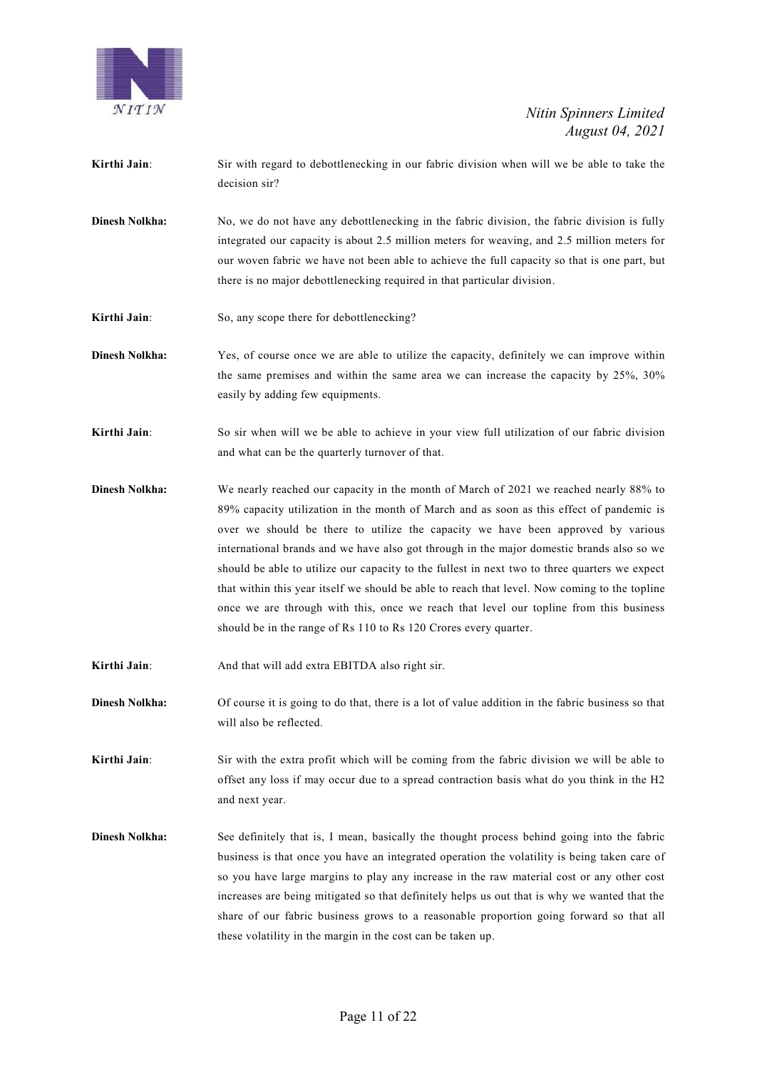**Kirthi Jain**: Sir with regard to debottlenecking in our fabric division when will we be able to take the decision sir?

**Dinesh Nolkha:** No, we do not have any debottlenecking in the fabric division, the fabric division is fully integrated our capacity is about 2.5 million meters for weaving, and 2.5 million meters for our woven fabric we have not been able to achieve the full capacity so that is one part, but there is no major debottlenecking required in that particular division.

**Kirthi Jain**: So, any scope there for debottlenecking?

**Dinesh Nolkha:** Yes, of course once we are able to utilize the capacity, definitely we can improve within the same premises and within the same area we can increase the capacity by 25%, 30% easily by adding few equipments.

**Kirthi Jain**: So sir when will we be able to achieve in your view full utilization of our fabric division and what can be the quarterly turnover of that.

**Dinesh Nolkha:** We nearly reached our capacity in the month of March of 2021 we reached nearly 88% to 89% capacity utilization in the month of March and as soon as this effect of pandemic is over we should be there to utilize the capacity we have been approved by various international brands and we have also got through in the major domestic brands also so we should be able to utilize our capacity to the fullest in next two to three quarters we expect that within this year itself we should be able to reach that level. Now coming to the topline once we are through with this, once we reach that level our topline from this business should be in the range of Rs 110 to Rs 120 Crores every quarter.

**Kirthi Jain**: And that will add extra EBITDA also right sir.

**Dinesh Nolkha:** Of course it is going to do that, there is a lot of value addition in the fabric business so that will also be reflected.

**Kirthi Jain**: Sir with the extra profit which will be coming from the fabric division we will be able to offset any loss if may occur due to a spread contraction basis what do you think in the H2 and next year.

**Dinesh Nolkha:** See definitely that is, I mean, basically the thought process behind going into the fabric business is that once you have an integrated operation the volatility is being taken care of so you have large margins to play any increase in the raw material cost or any other cost increases are being mitigated so that definitely helps us out that is why we wanted that the share of our fabric business grows to a reasonable proportion going forward so that all these volatility in the margin in the cost can be taken up.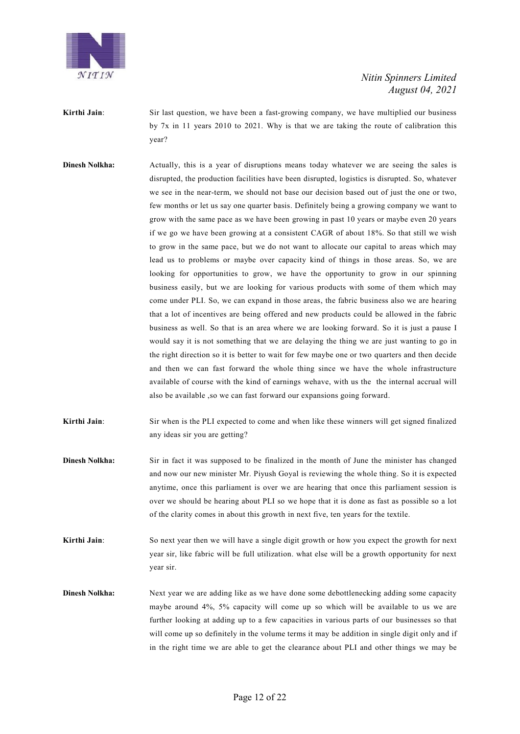**Kirthi Jain**: Sir last question, we have been a fast-growing company, we have multiplied our business by 7x in 11 years 2010 to 2021. Why is that we are taking the route of calibration this year?

**Dinesh Nolkha:** Actually, this is a year of disruptions means today whatever we are seeing the sales is disrupted, the production facilities have been disrupted, logistics is disrupted. So, whatever we see in the near-term, we should not base our decision based out of just the one or two, few months or let us say one quarter basis. Definitely being a growing company we want to grow with the same pace as we have been growing in past 10 years or maybe even 20 years if we go we have been growing at a consistent CAGR of about 18%. So that still we wish to grow in the same pace, but we do not want to allocate our capital to areas which may lead us to problems or maybe over capacity kind of things in those areas. So, we are looking for opportunities to grow, we have the opportunity to grow in our spinning business easily, but we are looking for various products with some of them which may come under PLI. So, we can expand in those areas, the fabric business also we are hearing that a lot of incentives are being offered and new products could be allowed in the fabric business as well. So that is an area where we are looking forward. So it is just a pause I would say it is not something that we are delaying the thing we are just wanting to go in the right direction so it is better to wait for few maybe one or two quarters and then decide and then we can fast forward the whole thing since we have the whole infrastructure available of course with the kind of earnings wehave, with us the the internal accrual will also be available ,so we can fast forward our expansions going forward.

**Kirthi Jain**: Sir when is the PLI expected to come and when like these winners will get signed finalized any ideas sir you are getting?

**Dinesh Nolkha:** Sir in fact it was supposed to be finalized in the month of June the minister has changed and now our new minister Mr. Piyush Goyal is reviewing the whole thing. So it is expected anytime, once this parliament is over we are hearing that once this parliament session is over we should be hearing about PLI so we hope that it is done as fast as possible so a lot of the clarity comes in about this growth in next five, ten years for the textile.

**Kirthi Jain**: So next year then we will have a single digit growth or how you expect the growth for next year sir, like fabric will be full utilization. what else will be a growth opportunity for next year sir.

**Dinesh Nolkha:** Next year we are adding like as we have done some debottlenecking adding some capacity maybe around 4%, 5% capacity will come up so which will be available to us we are further looking at adding up to a few capacities in various parts of our businesses so that will come up so definitely in the volume terms it may be addition in single digit only and if in the right time we are able to get the clearance about PLI and other things we may be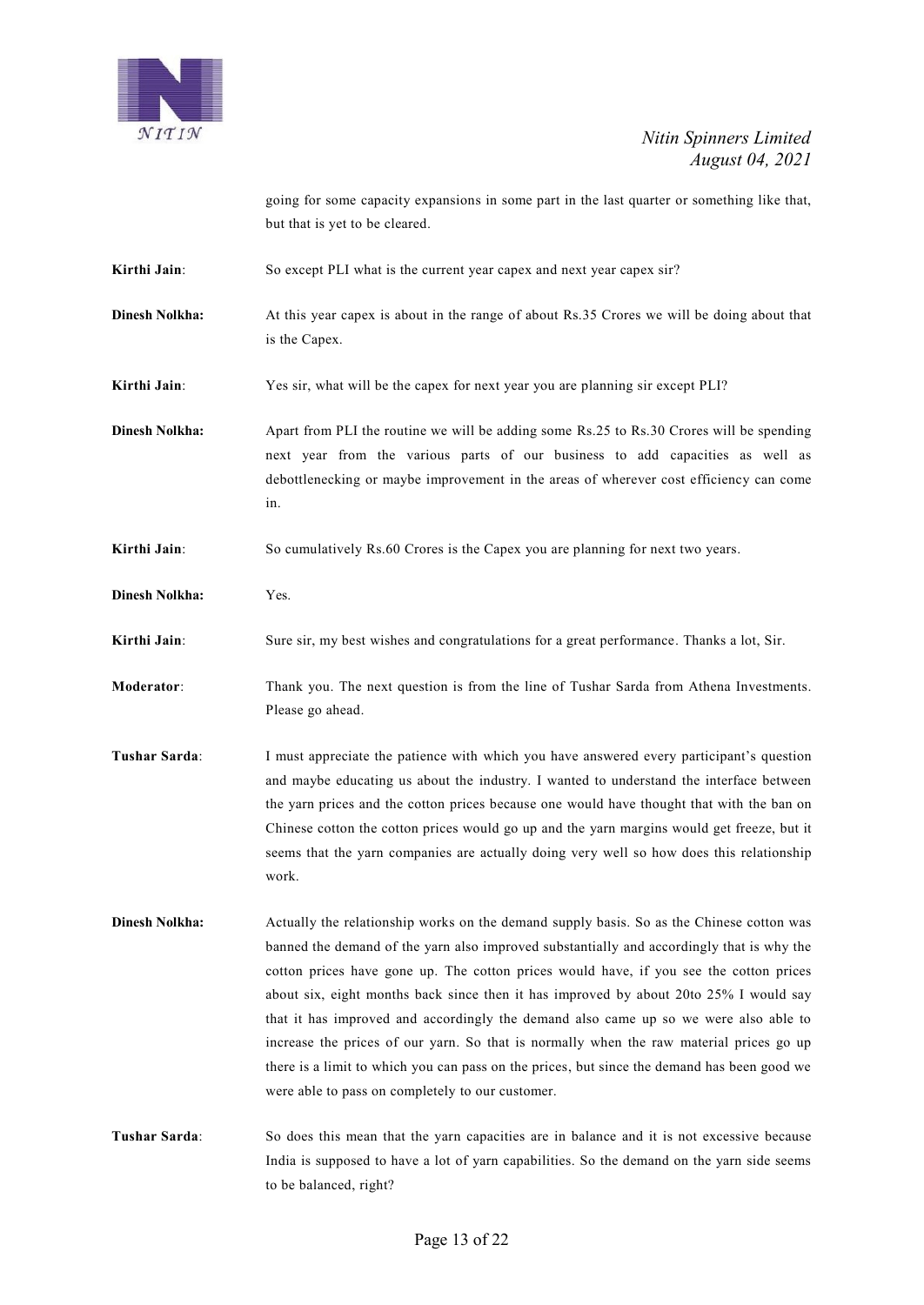going for some capacity expansions in some part in the last quarter or something like that, but that is yet to be cleared.

**Kirthi Jain**: So except PLI what is the current year capex and next year capex sir?

**Dinesh Nolkha:** At this year capex is about in the range of about Rs.35 Crores we will be doing about that is the Capex.

**Kirthi Jain**: Yes sir, what will be the capex for next year you are planning sir except PLI?

**Dinesh Nolkha:** Apart from PLI the routine we will be adding some Rs.25 to Rs.30 Crores will be spending next year from the various parts of our business to add capacities as well as debottlenecking or maybe improvement in the areas of wherever cost efficiency can come in.

**Kirthi Jain**: So cumulatively Rs.60 Crores is the Capex you are planning for next two years.

**Dinesh Nolkha:** Yes.

**Kirthi Jain**: Sure sir, my best wishes and congratulations for a great performance. Thanks a lot, Sir.

**Moderator**: Thank you. The next question is from the line of Tushar Sarda from Athena Investments. Please go ahead.

**Tushar Sarda**: I must appreciate the patience with which you have answered every participant's question and maybe educating us about the industry. I wanted to understand the interface between the yarn prices and the cotton prices because one would have thought that with the ban on Chinese cotton the cotton prices would go up and the yarn margins would get freeze, but it seems that the yarn companies are actually doing very well so how does this relationship work.

**Dinesh Nolkha:** Actually the relationship works on the demand supply basis. So as the Chinese cotton was banned the demand of the yarn also improved substantially and accordingly that is why the cotton prices have gone up. The cotton prices would have, if you see the cotton prices about six, eight months back since then it has improved by about 20to 25% I would say that it has improved and accordingly the demand also came up so we were also able to increase the prices of our yarn. So that is normally when the raw material prices go up there is a limit to which you can pass on the prices, but since the demand has been good we were able to pass on completely to our customer.

**Tushar Sarda**: So does this mean that the yarn capacities are in balance and it is not excessive because India is supposed to have a lot of yarn capabilities. So the demand on the yarn side seems to be balanced, right?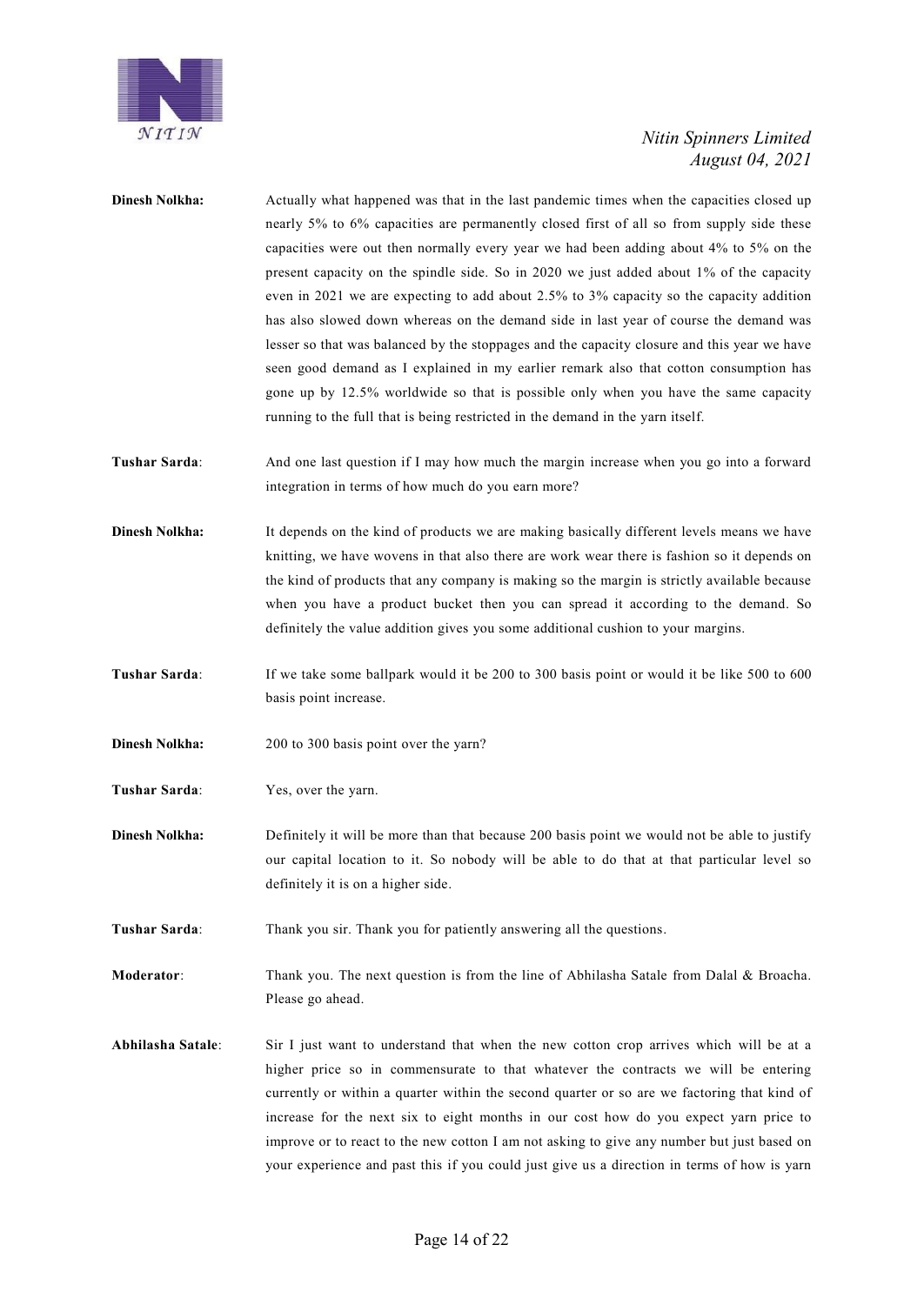**Dinesh Nolkha:** Actually what happened was that in the last pandemic times when the capacities closed up nearly 5% to 6% capacities are permanently closed first of all so from supply side these capacities were out then normally every year we had been adding about 4% to 5% on the present capacity on the spindle side. So in 2020 we just added about 1% of the capacity even in 2021 we are expecting to add about 2.5% to 3% capacity so the capacity addition has also slowed down whereas on the demand side in last year of course the demand was lesser so that was balanced by the stoppages and the capacity closure and this year we have seen good demand as I explained in my earlier remark also that cotton consumption has gone up by 12.5% worldwide so that is possible only when you have the same capacity running to the full that is being restricted in the demand in the yarn itself.

**Tushar Sarda**: And one last question if I may how much the margin increase when you go into a forward integration in terms of how much do you earn more?

**Dinesh Nolkha:** It depends on the kind of products we are making basically different levels means we have knitting, we have wovens in that also there are work wear there is fashion so it depends on the kind of products that any company is making so the margin is strictly available because when you have a product bucket then you can spread it according to the demand. So definitely the value addition gives you some additional cushion to your margins.

**Tushar Sarda**: If we take some ballpark would it be 200 to 300 basis point or would it be like 500 to 600 basis point increase.

**Dinesh Nolkha:** 200 to 300 basis point over the yarn?

**Tushar Sarda**: Yes, over the yarn.

**Dinesh Nolkha:** Definitely it will be more than that because 200 basis point we would not be able to justify our capital location to it. So nobody will be able to do that at that particular level so definitely it is on a higher side.

**Tushar Sarda**: Thank you sir. Thank you for patiently answering all the questions.

**Moderator**: Thank you. The next question is from the line of Abhilasha Satale from Dalal & Broacha. Please go ahead.

**Abhilasha Satale**: Sir I just want to understand that when the new cotton crop arrives which will be at a higher price so in commensurate to that whatever the contracts we will be entering currently or within a quarter within the second quarter or so are we factoring that kind of increase for the next six to eight months in our cost how do you expect yarn price to improve or to react to the new cotton I am not asking to give any number but just based on your experience and past this if you could just give us a direction in terms of how is yarn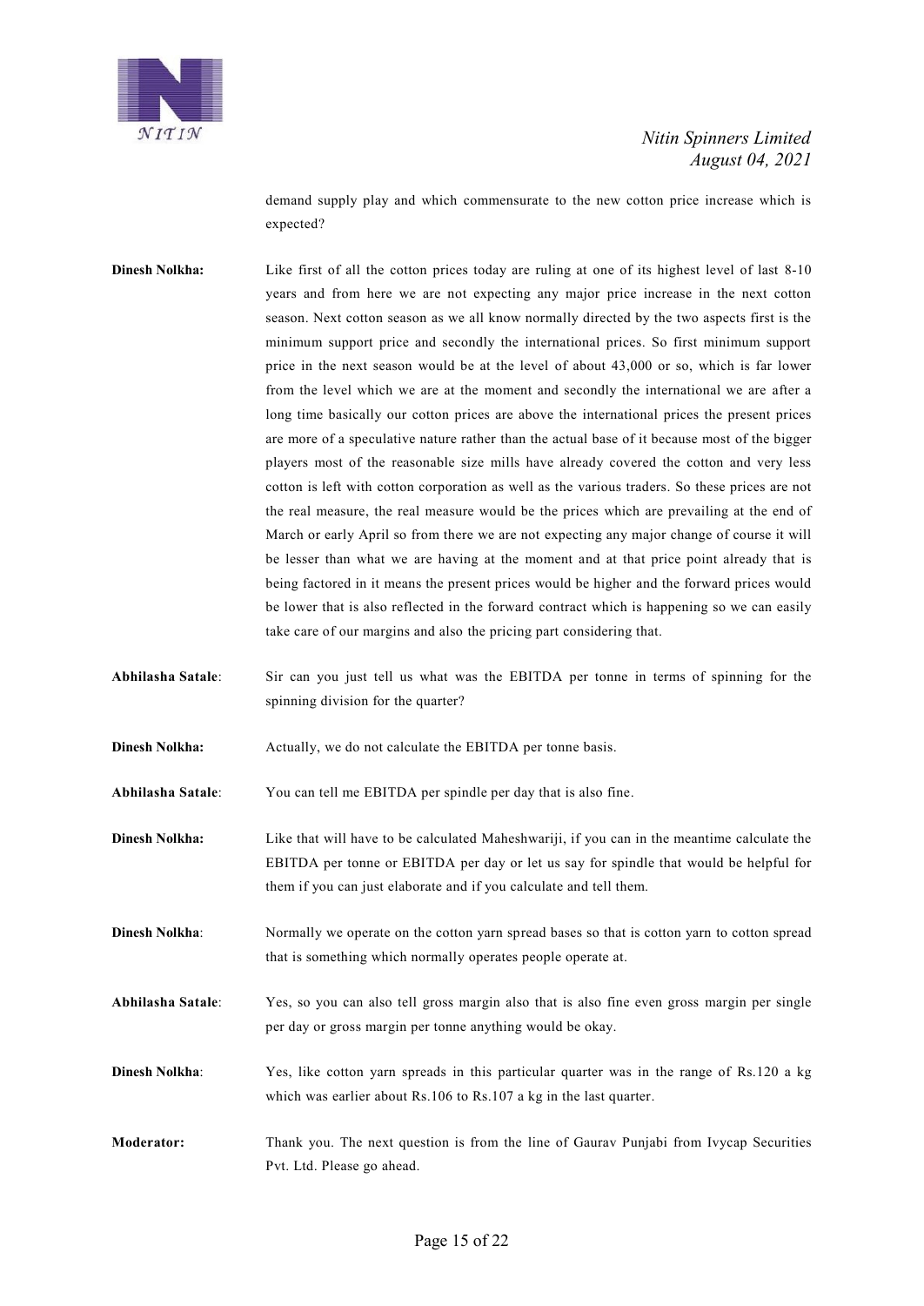demand supply play and which commensurate to the new cotton price increase which is expected?

**Dinesh Nolkha:** Like first of all the cotton prices today are ruling at one of its highest level of last 8-10 years and from here we are not expecting any major price increase in the next cotton season. Next cotton season as we all know normally directed by the two aspects first is the minimum support price and secondly the international prices. So first minimum support price in the next season would be at the level of about 43,000 or so, which is far lower from the level which we are at the moment and secondly the international we are after a long time basically our cotton prices are above the international prices the present prices are more of a speculative nature rather than the actual base of it because most of the bigger players most of the reasonable size mills have already covered the cotton and very less cotton is left with cotton corporation as well as the various traders. So these prices are not the real measure, the real measure would be the prices which are prevailing at the end of March or early April so from there we are not expecting any major change of course it will be lesser than what we are having at the moment and at that price point already that is being factored in it means the present prices would be higher and the forward prices would be lower that is also reflected in the forward contract which is happening so we can easily take care of our margins and also the pricing part considering that.

**Abhilasha Satale:** Sir can you just tell us what was the EBITDA per tonne in terms of spinning for the spinning division for the quarter?

**Dinesh Nolkha:** Actually, we do not calculate the EBITDA per tonne basis.

**Abhilasha Satale:** You can tell me EBITDA per spindle per day that is also fine.

**Dinesh Nolkha:** Like that will have to be calculated Maheshwariji, if you can in the meantime calculate the EBITDA per tonne or EBITDA per day or let us say for spindle that would be helpful for them if you can just elaborate and if you calculate and tell them.

**Dinesh Nolkha:** Normally we operate on the cotton yarn spread bases so that is cotton yarn to cotton spread that is something which normally operates people operate at.

**Abhilasha Satale:** Yes, so you can also tell gross margin also that is also fine even gross margin per single per day or gross margin per tonne anything would be okay.

**Dinesh Nolkha:** Yes, like cotton yarn spreads in this particular quarter was in the range of Rs.120 a kg which was earlier about Rs.106 to Rs.107 a kg in the last quarter.

**Moderator:** Thank you. The next question is from the line of Gaurav Punjabi from Ivycap Securities Pvt. Ltd. Please go ahead.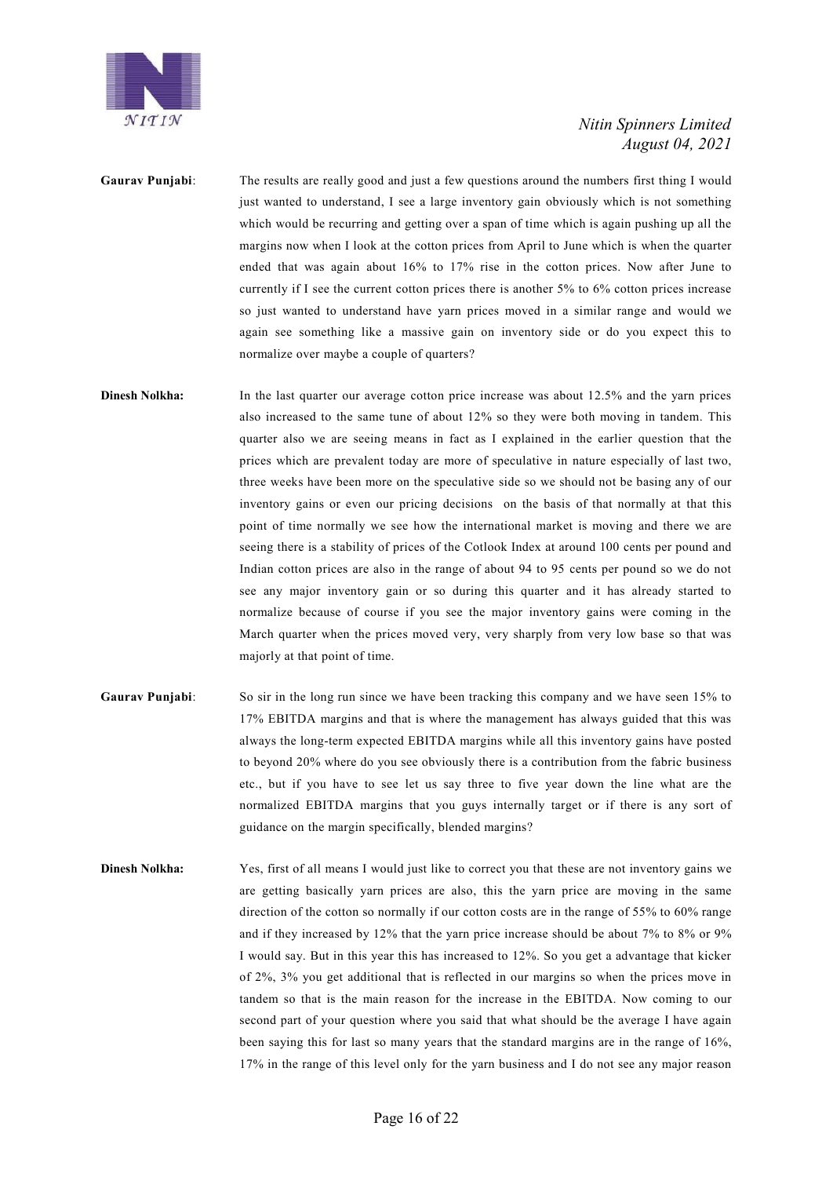**Gaurav Punjabi**: The results are really good and just a few questions around the numbers first thing I would just wanted to understand, I see a large inventory gain obviously which is not something which would be recurring and getting over a span of time which is again pushing up all the margins now when I look at the cotton prices from April to June which is when the quarter ended that was again about 16% to 17% rise in the cotton prices. Now after June to currently if I see the current cotton prices there is another 5% to 6% cotton prices increase so just wanted to understand have yarn prices moved in a similar range and would we again see something like a massive gain on inventory side or do you expect this to normalize over maybe a couple of quarters?

**Dinesh Nolkha:** In the last quarter our average cotton price increase was about 12.5% and the yarn prices also increased to the same tune of about 12% so they were both moving in tandem. This quarter also we are seeing means in fact as I explained in the earlier question that the prices which are prevalent today are more of speculative in nature especially of last two, three weeks have been more on the speculative side so we should not be basing any of our inventory gains or even our pricing decisions on the basis of that normally at that this point of time normally we see how the international market is moving and there we are seeing there is a stability of prices of the Cotlook Index at around 100 cents per pound and Indian cotton prices are also in the range of about 94 to 95 cents per pound so we do not see any major inventory gain or so during this quarter and it has already started to normalize because of course if you see the major inventory gains were coming in the March quarter when the prices moved very, very sharply from very low base so that was majorly at that point of time.

**Gaurav Punjabi**: So sir in the long run since we have been tracking this company and we have seen 15% to 17% EBITDA margins and that is where the management has always guided that this was always the long-term expected EBITDA margins while all this inventory gains have posted to beyond 20% where do you see obviously there is a contribution from the fabric business etc., but if you have to see let us say three to five year down the line what are the normalized EBITDA margins that you guys internally target or if there is any sort of guidance on the margin specifically, blended margins?

**Dinesh Nolkha:** Yes, first of all means I would just like to correct you that these are not inventory gains we are getting basically yarn prices are also, this the yarn price are moving in the same direction of the cotton so normally if our cotton costs are in the range of 55% to 60% range and if they increased by 12% that the yarn price increase should be about 7% to 8% or 9% I would say. But in this year this has increased to 12%. So you get a advantage that kicker of 2%, 3% you get additional that is reflected in our margins so when the prices move in tandem so that is the main reason for the increase in the EBITDA. Now coming to our second part of your question where you said that what should be the average I have again been saying this for last so many years that the standard margins are in the range of 16%, 17% in the range of this level only for the yarn business and I do not see any major reason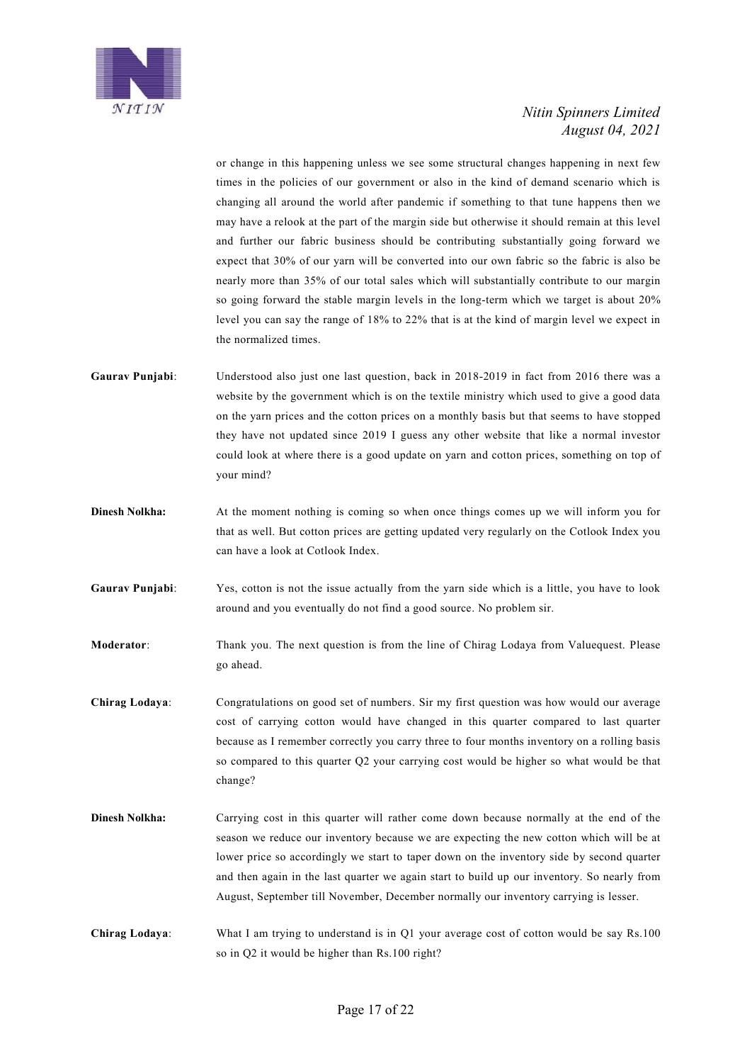or change in this happening unless we see some structural changes happening in next few times in the policies of our government or also in the kind of demand scenario which is changing all around the world after pandemic if something to that tune happens then we may have a relook at the part of the margin side but otherwise it should remain at this level and further our fabric business should be contributing substantially going forward we expect that 30% of our yarn will be converted into our own fabric so the fabric is also be nearly more than 35% of our total sales which will substantially contribute to our margin so going forward the stable margin levels in the long-term which we target is about 20% level you can say the range of 18% to 22% that is at the kind of margin level we expect in the normalized times.

**Gaurav Punjabi**: Understood also just one last question, back in 2018-2019 in fact from 2016 there was a website by the government which is on the textile ministry which used to give a good data on the yarn prices and the cotton prices on a monthly basis but that seems to have stopped they have not updated since 2019 I guess any other website that like a normal investor could look at where there is a good update on yarn and cotton prices, something on top of your mind?

**Dinesh Nolkha:** At the moment nothing is coming so when once things comes up we will inform you for that as well. But cotton prices are getting updated very regularly on the Cotlook Index you can have a look at Cotlook Index.

**Gaurav Punjabi**: Yes, cotton is not the issue actually from the yarn side which is a little, you have to look around and you eventually do not find a good source. No problem sir.

**Moderator**: Thank you. The next question is from the line of Chirag Lodaya from Valuequest. Please go ahead.

**Chirag Lodaya**: Congratulations on good set of numbers. Sir my first question was how would our average cost of carrying cotton would have changed in this quarter compared to last quarter because as I remember correctly you carry three to four months inventory on a rolling basis so compared to this quarter Q2 your carrying cost would be higher so what would be that change?

**Dinesh Nolkha:** Carrying cost in this quarter will rather come down because normally at the end of the season we reduce our inventory because we are expecting the new cotton which will be at lower price so accordingly we start to taper down on the inventory side by second quarter and then again in the last quarter we again start to build up our inventory. So nearly from August, September till November, December normally our inventory carrying is lesser.

**Chirag Lodaya**: What I am trying to understand is in Q1 your average cost of cotton would be say Rs.100 so in Q2 it would be higher than Rs.100 right?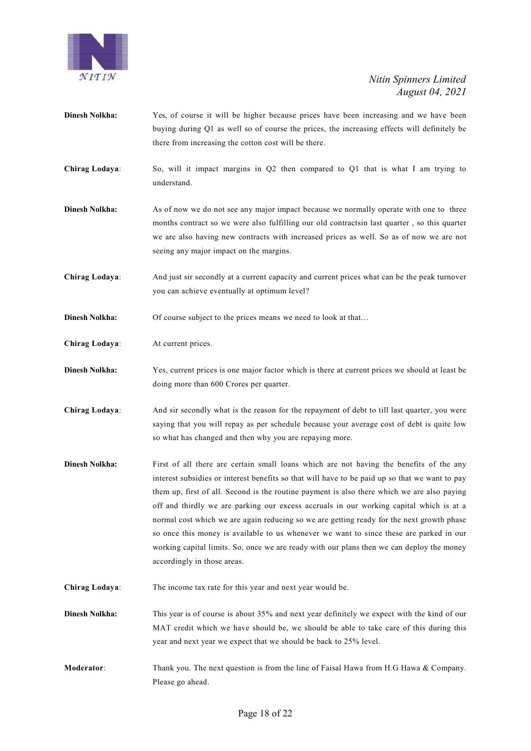**Dinesh Nolkha:** Yes, of course it will be higher because prices have been increasing and we have been buying during Q1 as well so of course the prices, the increasing effects will definitely be there from increasing the cotton cost will be there.

**Chirag Lodaya**: So, will it impact margins in Q2 then compared to Q1 that is what I am trying to understand.

**Dinesh Nolkha:** As of now we do not see any major impact because we normally operate with one to three months contract so we were also fulfilling our old contractsin last quarter , so this quarter we are also having new contracts with increased prices as well. So as of now we are not seeing any major impact on the margins.

**Chirag Lodaya**: And just sir secondly at a current capacity and current prices what can be the peak turnover you can achieve eventually at optimum level?

**Dinesh Nolkha:** Of course subject to the prices means we need to look at that…

**Chirag Lodaya**: At current prices.

**Dinesh Nolkha:** Yes, current prices is one major factor which is there at current prices we should at least be doing more than 600 Crores per quarter.

**Chirag Lodaya**: And sir secondly what is the reason for the repayment of debt to till last quarter, you were saying that you will repay as per schedule because your average cost of debt is quite low so what has changed and then why you are repaying more.

**Dinesh Nolkha:** First of all there are certain small loans which are not having the benefits of the any interest subsidies or interest benefits so that will have to be paid up so that we want to pay them up, first of all. Second is the routine payment is also there which we are also paying off and thirdly we are parking our excess accruals in our working capital which is at a normal cost which we are again reducing so we are getting ready for the next growth phase so once this money is available to us whenever we want to since these are parked in our working capital limits. So, once we are ready with our plans then we can deploy the money accordingly in those areas.

**Chirag Lodaya**: The income tax rate for this year and next year would be.

**Dinesh Nolkha:** This year is of course is about 35% and next year definitely we expect with the kind of our MAT credit which we have should be, we should be able to take care of this during this year and next year we expect that we should be back to 25% level.

**Moderator**: Thank you. The next question is from the line of Faisal Hawa from H.G Hawa & Company. Please go ahead.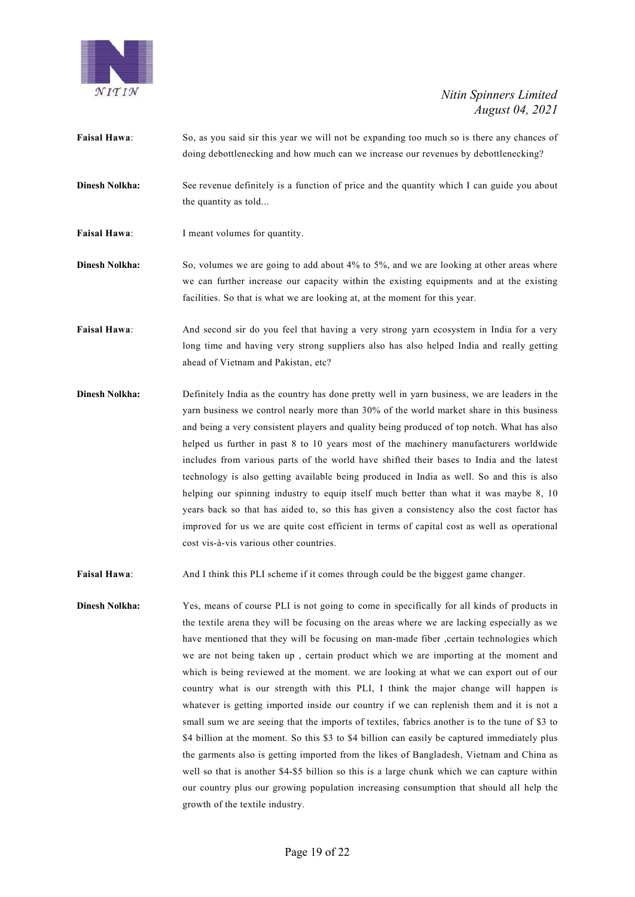**Faisal Hawa**: So, as you said sir this year we will not be expanding too much so is there any chances of doing debottlenecking and how much can we increase our revenues by debottlenecking?

**Dinesh Nolkha:** See revenue definitely is a function of price and the quantity which I can guide you about the quantity as told...

**Faisal Hawa**: I meant volumes for quantity.

**Dinesh Nolkha:** So, volumes we are going to add about 4% to 5%, and we are looking at other areas where we can further increase our capacity within the existing equipments and at the existing facilities. So that is what we are looking at, at the moment for this year.

**Faisal Hawa**: And second sir do you feel that having a very strong yarn ecosystem in India for a very long time and having very strong suppliers also has also helped India and really getting ahead of Vietnam and Pakistan, etc?

**Dinesh Nolkha:** Definitely India as the country has done pretty well in yarn business, we are leaders in the yarn business we control nearly more than 30% of the world market share in this business and being a very consistent players and quality being produced of top notch. What has also helped us further in past 8 to 10 years most of the machinery manufacturers worldwide includes from various parts of the world have shifted their bases to India and the latest technology is also getting available being produced in India as well. So and this is also helping our spinning industry to equip itself much better than what it was maybe 8, 10 years back so that has aided to, so this has given a consistency also the cost factor has improved for us we are quite cost efficient in terms of capital cost as well as operational cost vis-à-vis various other countries.

**Faisal Hawa**: And I think this PLI scheme if it comes through could be the biggest game changer.

**Dinesh Nolkha:** Yes, means of course PLI is not going to come in specifically for all kinds of products in the textile arena they will be focusing on the areas where we are lacking especially as we have mentioned that they will be focusing on man-made fiber ,certain technologies which we are not being taken up , certain product which we are importing at the moment and which is being reviewed at the moment. we are looking at what we can export out of our country what is our strength with this PLI, I think the major change will happen is whatever is getting imported inside our country if we can replenish them and it is not a small sum we are seeing that the imports of textiles, fabrics another is to the tune of $3 to $4 billion at the moment. So this $3 to $4 billion can easily be captured immediately plus the garments also is getting imported from the likes of Bangladesh, Vietnam and China as well so that is another $4-$5 billion so this is a large chunk which we can capture within our country plus our growing population increasing consumption that should all help the growth of the textile industry.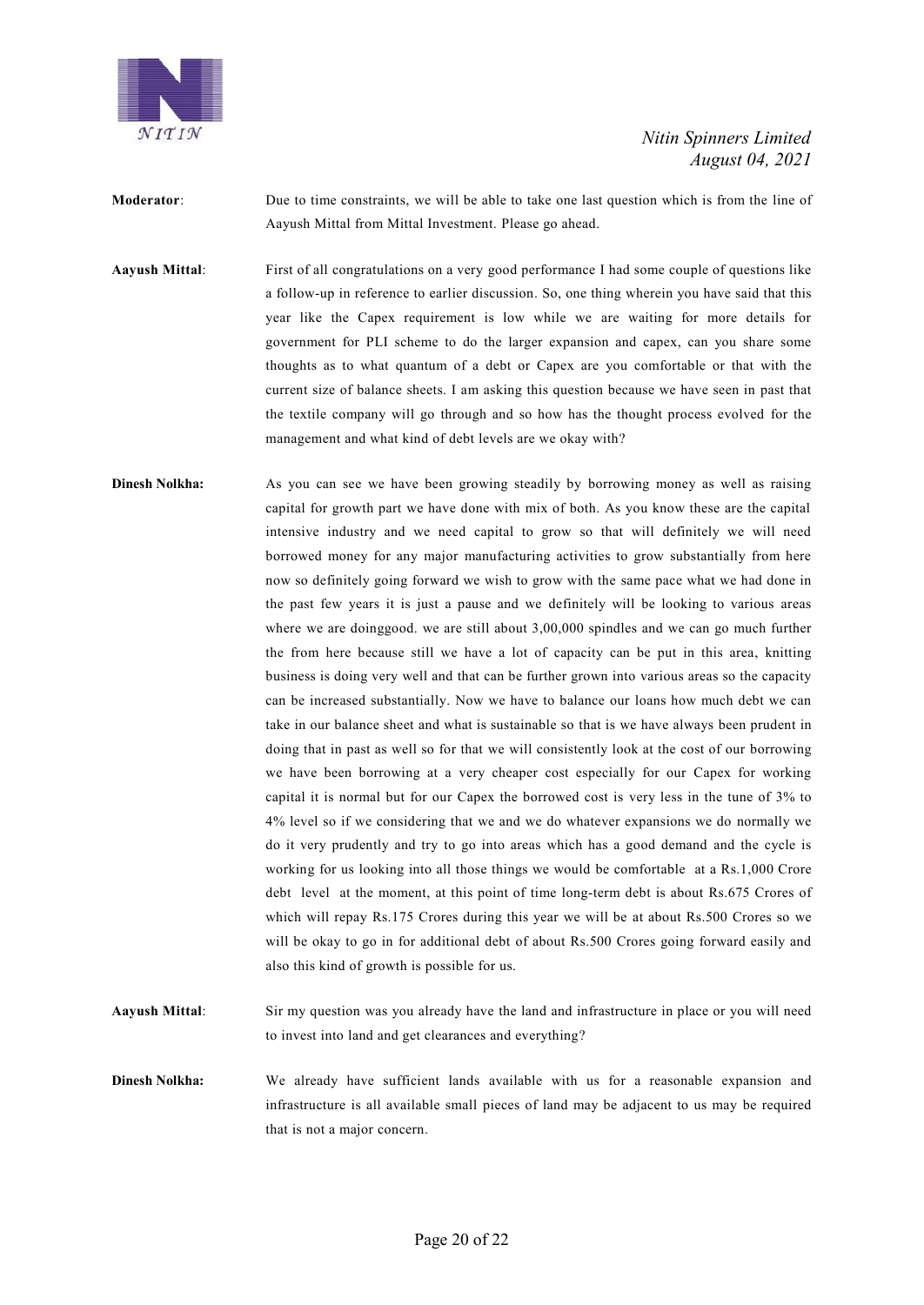**Moderator**: Due to time constraints, we will be able to take one last question which is from the line of Aayush Mittal from Mittal Investment. Please go ahead.

**Aayush Mittal**: First of all congratulations on a very good performance I had some couple of questions like a follow-up in reference to earlier discussion. So, one thing wherein you have said that this year like the Capex requirement is low while we are waiting for more details for government for PLI scheme to do the larger expansion and capex, can you share some thoughts as to what quantum of a debt or Capex are you comfortable or that with the current size of balance sheets. I am asking this question because we have seen in past that the textile company will go through and so how has the thought process evolved for the management and what kind of debt levels are we okay with?

**Dinesh Nolkha:** As you can see we have been growing steadily by borrowing money as well as raising capital for growth part we have done with mix of both. As you know these are the capital intensive industry and we need capital to grow so that will definitely we will need borrowed money for any major manufacturing activities to grow substantially from here now so definitely going forward we wish to grow with the same pace what we had done in the past few years it is just a pause and we definitely will be looking to various areas where we are doinggood. we are still about 3,00,000 spindles and we can go much further the from here because still we have a lot of capacity can be put in this area, knitting business is doing very well and that can be further grown into various areas so the capacity can be increased substantially. Now we have to balance our loans how much debt we can take in our balance sheet and what is sustainable so that is we have always been prudent in doing that in past as well so for that we will consistently look at the cost of our borrowing we have been borrowing at a very cheaper cost especially for our Capex for working capital it is normal but for our Capex the borrowed cost is very less in the tune of 3% to 4% level so if we considering that we and we do whatever expansions we do normally we do it very prudently and try to go into areas which has a good demand and the cycle is working for us looking into all those things we would be comfortable at a Rs.1,000 Crore debt level at the moment, at this point of time long-term debt is about Rs.675 Crores of which will repay Rs.175 Crores during this year we will be at about Rs.500 Crores so we will be okay to go in for additional debt of about Rs.500 Crores going forward easily and also this kind of growth is possible for us.

**Aayush Mittal**: Sir my question was you already have the land and infrastructure in place or you will need to invest into land and get clearances and everything?

**Dinesh Nolkha:** We already have sufficient lands available with us for a reasonable expansion and infrastructure is all available small pieces of land may be adjacent to us may be required that is not a major concern.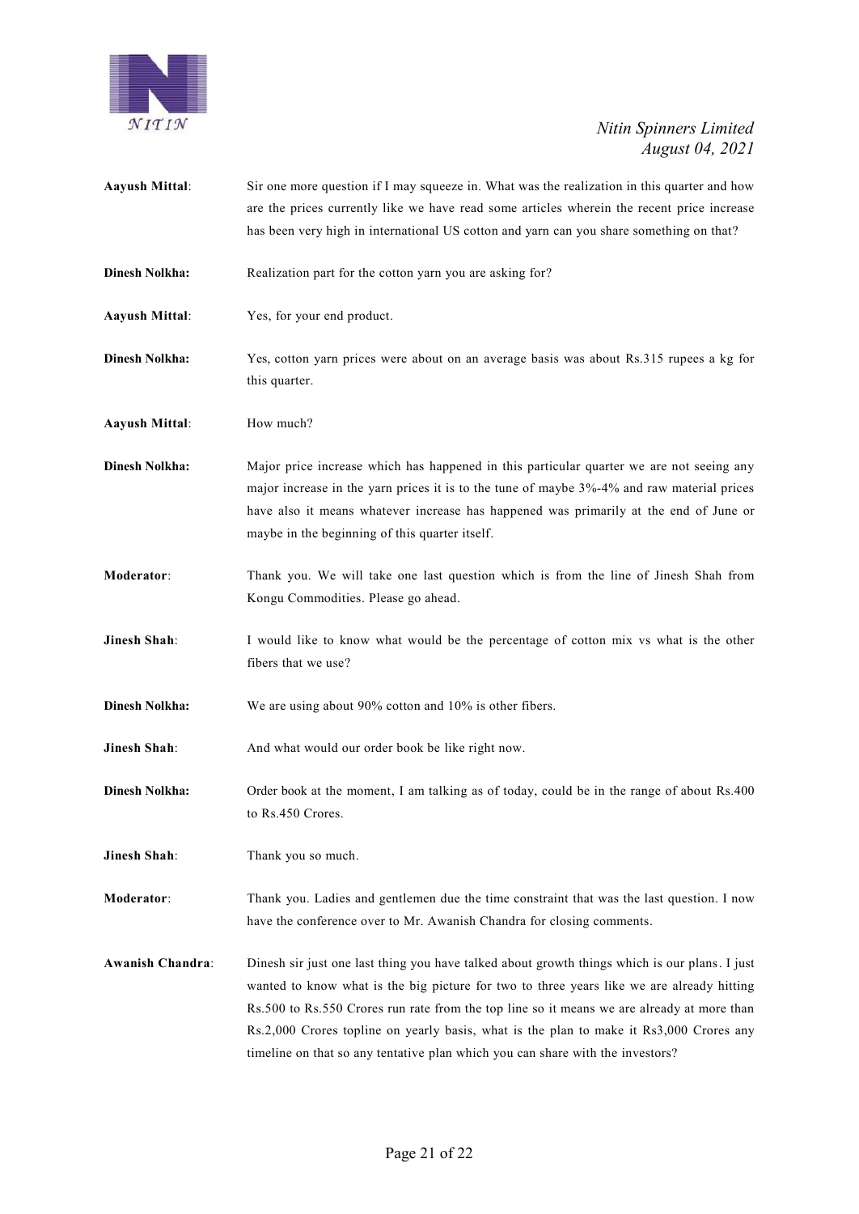**Aayush Mittal**: Sir one more question if I may squeeze in. What was the realization in this quarter and how are the prices currently like we have read some articles wherein the recent price increase has been very high in international US cotton and yarn can you share something on that?

**Dinesh Nolkha:** Realization part for the cotton yarn you are asking for?

**Aayush Mittal**: Yes, for your end product.

**Dinesh Nolkha:** Yes, cotton yarn prices were about on an average basis was about Rs.315 rupees a kg for this quarter.

**Aayush Mittal**: How much?

**Dinesh Nolkha:** Major price increase which has happened in this particular quarter we are not seeing any major increase in the yarn prices it is to the tune of maybe 3%-4% and raw material prices have also it means whatever increase has happened was primarily at the end of June or maybe in the beginning of this quarter itself.

**Moderator**: Thank you. We will take one last question which is from the line of Jinesh Shah from Kongu Commodities. Please go ahead.

**Jinesh Shah**: I would like to know what would be the percentage of cotton mix vs what is the other fibers that we use?

**Dinesh Nolkha:** We are using about 90% cotton and 10% is other fibers.

**Jinesh Shah**: And what would our order book be like right now.

**Dinesh Nolkha:** Order book at the moment, I am talking as of today, could be in the range of about Rs.400 to Rs.450 Crores.

**Jinesh Shah**: Thank you so much.

**Moderator**: Thank you. Ladies and gentlemen due the time constraint that was the last question. I now have the conference over to Mr. Awanish Chandra for closing comments.

**Awanish Chandra**: Dinesh sir just one last thing you have talked about growth things which is our plans. I just wanted to know what is the big picture for two to three years like we are already hitting Rs.500 to Rs.550 Crores run rate from the top line so it means we are already at more than Rs.2,000 Crores topline on yearly basis, what is the plan to make it Rs3,000 Crores any timeline on that so any tentative plan which you can share with the investors?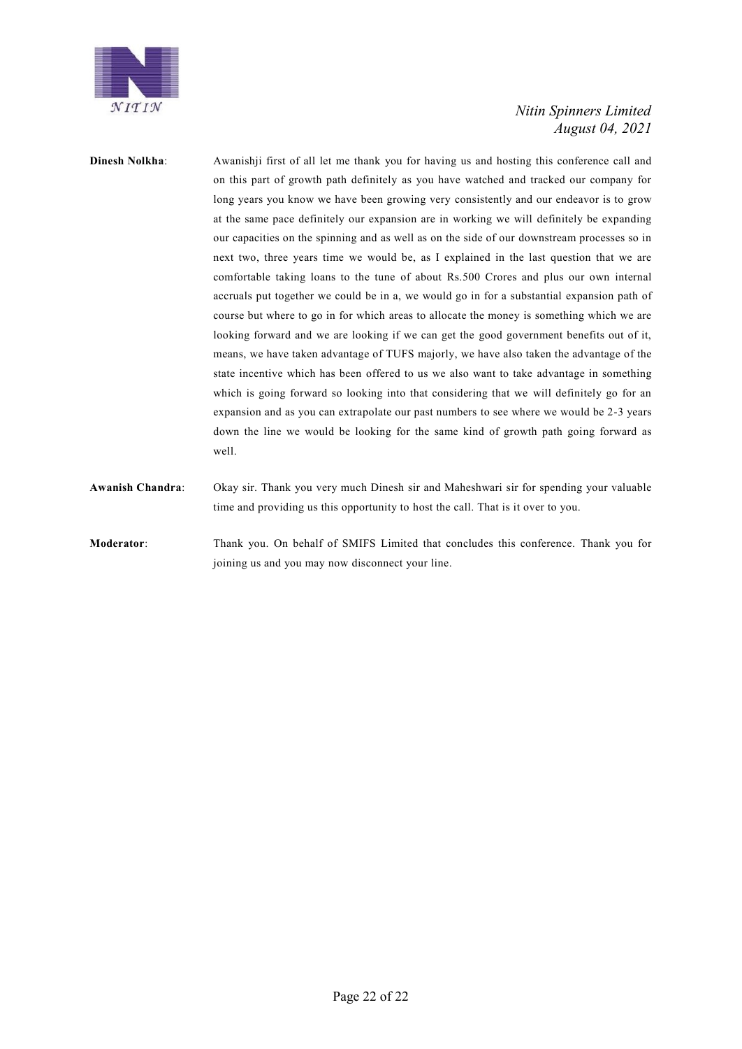**Dinesh Nolkha**: Awanishji first of all let me thank you for having us and hosting this conference call and on this part of growth path definitely as you have watched and tracked our company for long years you know we have been growing very consistently and our endeavor is to grow at the same pace definitely our expansion are in working we will definitely be expanding our capacities on the spinning and as well as on the side of our downstream processes so in next two, three years time we would be, as I explained in the last question that we are comfortable taking loans to the tune of about Rs.500 Crores and plus our own internal accruals put together we could be in a, we would go in for a substantial expansion path of course but where to go in for which areas to allocate the money is something which we are looking forward and we are looking if we can get the good government benefits out of it, means, we have taken advantage of TUFS majorly, we have also taken the advantage of the state incentive which has been offered to us we also want to take advantage in something which is going forward so looking into that considering that we will definitely go for an expansion and as you can extrapolate our past numbers to see where we would be 2-3 years down the line we would be looking for the same kind of growth path going forward as well.

**Awanish Chandra**: Okay sir. Thank you very much Dinesh sir and Maheshwari sir for spending your valuable time and providing us this opportunity to host the call. That is it over to you.

**Moderator**: Thank you. On behalf of SMIFS Limited that concludes this conference. Thank you for joining us and you may now disconnect your line.